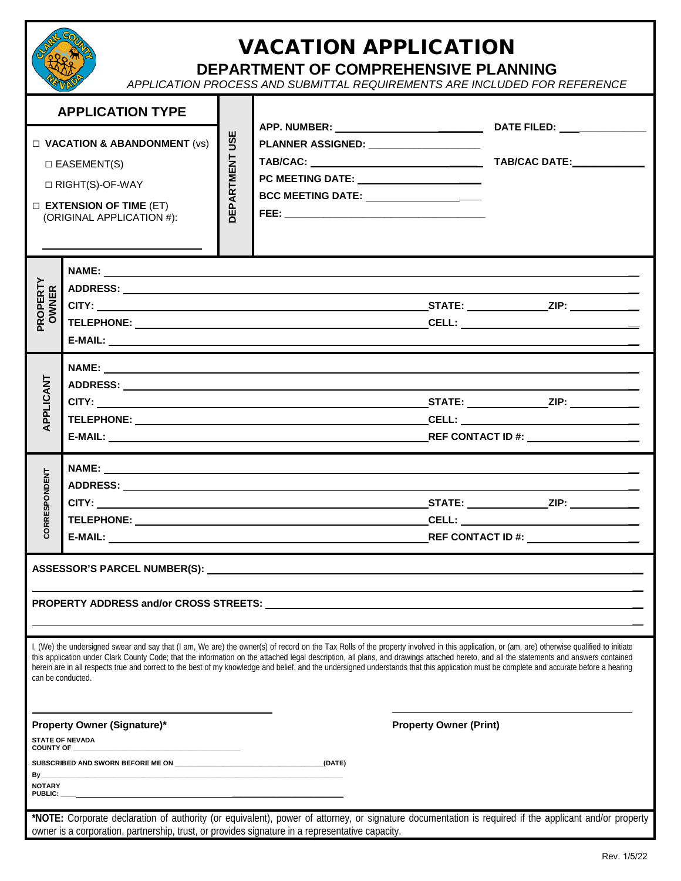# VACATION APPLICATION

## DEPARTMENT OF COMPREHENSIVE PLANNING

*APPLICATION PROCESS AND SUBMITTAL REQUIREMENTS ARE INCLUDED FOR REFERENCE*

### APPLICATION TYPE

- ☐ **VACATION & ABANDONMENT** (vs)
  - ☐ EASEMENT(S)
  - ☐ RIGHT(S)-OF-WAY
- ☐ **EXTENSION OF TIME** (ET) (ORIGINAL APPLICATION #): ______________________

**DEPARTMENT USE**

| | |
|---|---|
| **APP. NUMBER:** ______________________ | **DATE FILED:** ______________ |
| **PLANNER ASSIGNED:** ______________________ | |
| **TAB/CAC:** ______________________ | **TAB/CAC DATE:** ______________ |
| **PC MEETING DATE:** ______________________ | |
| **BCC MEETING DATE:** ______________________ | |
| **FEE:** ______________________ | |

### PROPERTY OWNER

| | |
|---|---|
| **NAME:** | |
| **ADDRESS:** | |
| **CITY:** | **STATE:** ______ **ZIP:** ______ |
| **TELEPHONE:** | **CELL:** |
| **E-MAIL:** | |

### APPLICANT

| | |
|---|---|
| **NAME:** | |
| **ADDRESS:** | |
| **CITY:** | **STATE:** ______ **ZIP:** ______ |
| **TELEPHONE:** | **CELL:** |
| **E-MAIL:** | **REF CONTACT ID #:** |

### CORRESPONDENT

| | |
|---|---|
| **NAME:** | |
| **ADDRESS:** | |
| **CITY:** | **STATE:** ______ **ZIP:** ______ |
| **TELEPHONE:** | **CELL:** |
| **E-MAIL:** | **REF CONTACT ID #:** |

**ASSESSOR'S PARCEL NUMBER(S):** ______________________________________________

**PROPERTY ADDRESS and/or CROSS STREETS:** ______________________________________________

I, (We) the undersigned swear and say that (I am, We are) the owner(s) of record on the Tax Rolls of the property involved in this application, or (am, are) otherwise qualified to initiate this application under Clark County Code; that the information on the attached legal description, all plans, and drawings attached hereto, and all the statements and answers contained herein are in all respects true and correct to the best of my knowledge and belief, and the undersigned understands that this application must be complete and accurate before a hearing can be conducted.

______________________________ **Property Owner (Signature)***

______________________________ **Property Owner (Print)**

**STATE OF NEVADA**
**COUNTY OF** ______________________

**SUBSCRIBED AND SWORN BEFORE ME ON** ______________________ **(DATE)**

**By** ______________________

**NOTARY PUBLIC:** ______________________

***NOTE:** Corporate declaration of authority (or equivalent), power of attorney, or signature documentation is required if the applicant and/or property owner is a corporation, partnership, trust, or provides signature in a representative capacity.

Rev. 1/5/22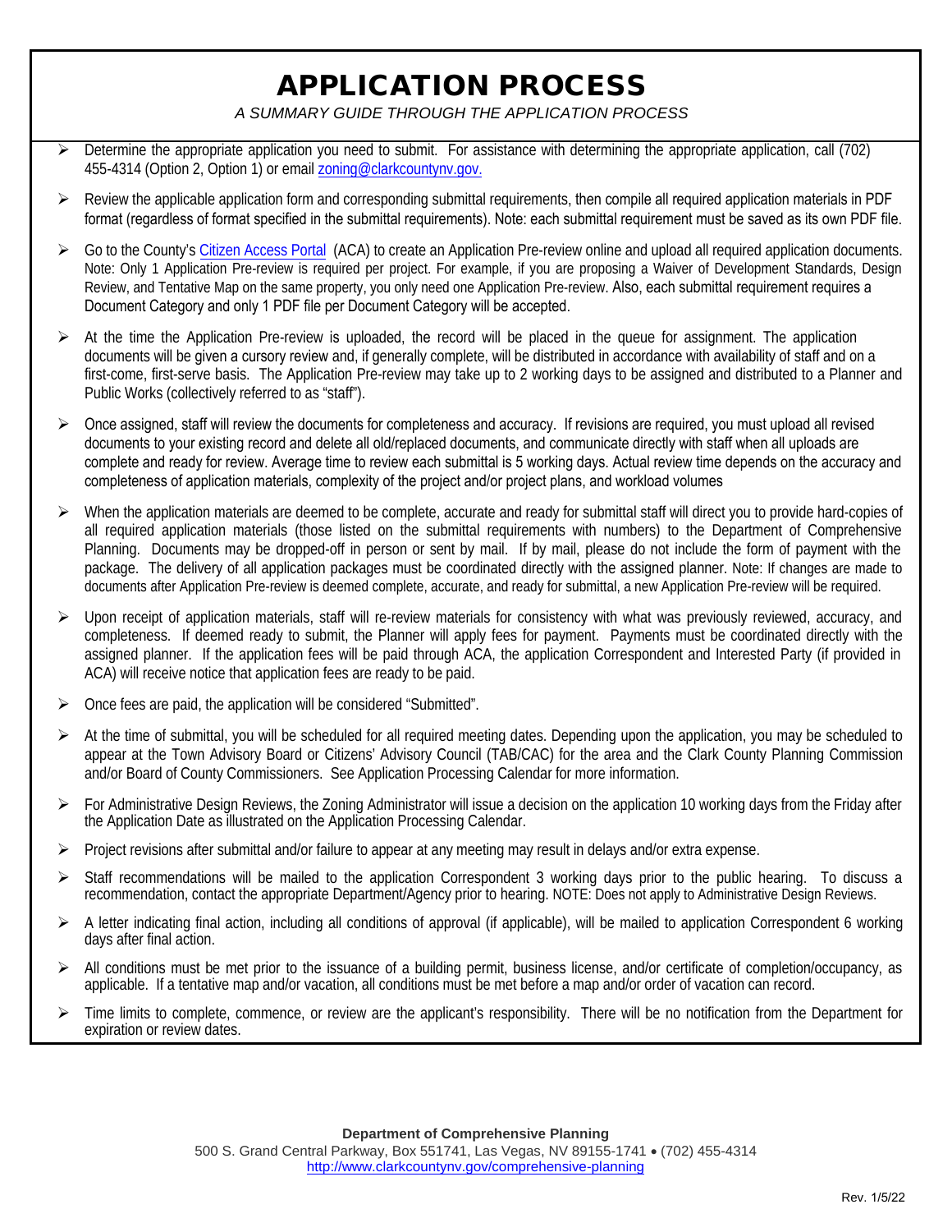# APPLICATION PROCESS

*A SUMMARY GUIDE THROUGH THE APPLICATION PROCESS*

- Determine the appropriate application you need to submit. For assistance with determining the appropriate application, call (702) 455-4314 (Option 2, Option 1) or email zoning@clarkcountynv.gov.
- Review the applicable application form and corresponding submittal requirements, then compile all required application materials in PDF format (regardless of format specified in the submittal requirements). Note: each submittal requirement must be saved as its own PDF file.
- Go to the County's Citizen Access Portal (ACA) to create an Application Pre-review online and upload all required application documents. Note: Only 1 Application Pre-review is required per project. For example, if you are proposing a Waiver of Development Standards, Design Review, and Tentative Map on the same property, you only need one Application Pre-review. Also, each submittal requirement requires a Document Category and only 1 PDF file per Document Category will be accepted.
- At the time the Application Pre-review is uploaded, the record will be placed in the queue for assignment. The application documents will be given a cursory review and, if generally complete, will be distributed in accordance with availability of staff and on a first-come, first-serve basis. The Application Pre-review may take up to 2 working days to be assigned and distributed to a Planner and Public Works (collectively referred to as "staff").
- Once assigned, staff will review the documents for completeness and accuracy. If revisions are required, you must upload all revised documents to your existing record and delete all old/replaced documents, and communicate directly with staff when all uploads are complete and ready for review. Average time to review each submittal is 5 working days. Actual review time depends on the accuracy and completeness of application materials, complexity of the project and/or project plans, and workload volumes
- When the application materials are deemed to be complete, accurate and ready for submittal staff will direct you to provide hard-copies of all required application materials (those listed on the submittal requirements with numbers) to the Department of Comprehensive Planning. Documents may be dropped-off in person or sent by mail. If by mail, please do not include the form of payment with the package. The delivery of all application packages must be coordinated directly with the assigned planner. Note: If changes are made to documents after Application Pre-review is deemed complete, accurate, and ready for submittal, a new Application Pre-review will be required.
- Upon receipt of application materials, staff will re-review materials for consistency with what was previously reviewed, accuracy, and completeness. If deemed ready to submit, the Planner will apply fees for payment. Payments must be coordinated directly with the assigned planner. If the application fees will be paid through ACA, the application Correspondent and Interested Party (if provided in ACA) will receive notice that application fees are ready to be paid.
- Once fees are paid, the application will be considered "Submitted".
- At the time of submittal, you will be scheduled for all required meeting dates. Depending upon the application, you may be scheduled to appear at the Town Advisory Board or Citizens' Advisory Council (TAB/CAC) for the area and the Clark County Planning Commission and/or Board of County Commissioners. See Application Processing Calendar for more information.
- For Administrative Design Reviews, the Zoning Administrator will issue a decision on the application 10 working days from the Friday after the Application Date as illustrated on the Application Processing Calendar.
- Project revisions after submittal and/or failure to appear at any meeting may result in delays and/or extra expense.
- Staff recommendations will be mailed to the application Correspondent 3 working days prior to the public hearing. To discuss a recommendation, contact the appropriate Department/Agency prior to hearing. NOTE: Does not apply to Administrative Design Reviews.
- A letter indicating final action, including all conditions of approval (if applicable), will be mailed to application Correspondent 6 working days after final action.
- All conditions must be met prior to the issuance of a building permit, business license, and/or certificate of completion/occupancy, as applicable. If a tentative map and/or vacation, all conditions must be met before a map and/or order of vacation can record.
- Time limits to complete, commence, or review are the applicant's responsibility. There will be no notification from the Department for expiration or review dates.

**Department of Comprehensive Planning**
500 S. Grand Central Parkway, Box 551741, Las Vegas, NV 89155-1741 • (702) 455-4314
http://www.clarkcountynv.gov/comprehensive-planning

Rev. 1/5/22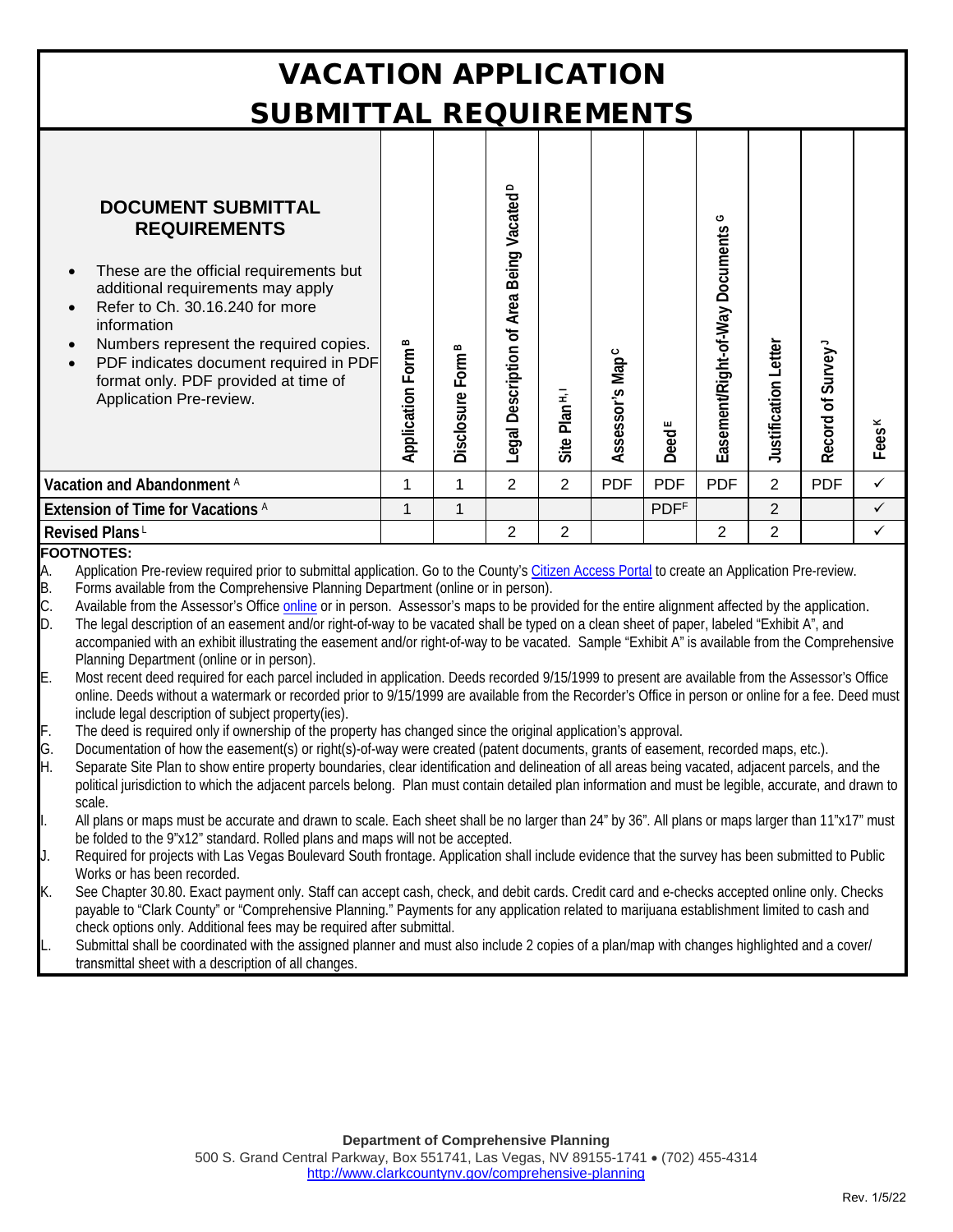# VACATION APPLICATION SUBMITTAL REQUIREMENTS

| **DOCUMENT SUBMITTAL REQUIREMENTS** <br>• These are the official requirements but additional requirements may apply <br>• Refer to Ch. 30.16.240 for more information <br>• Numbers represent the required copies. <br>• PDF indicates document required in PDF format only. PDF provided at time of Application Pre-review. | Application Form [B] | Disclosure Form [B] | Legal Description of Area Being Vacated [D] | Site Plan [H, I] | Assessor's Map [C] | Deed [E] | Easement/Right-of-Way Documents [G] | Justification Letter | Record of Survey [J] | Fees [K] |
|---|---|---|---|---|---|---|---|---|---|---|
| **Vacation and Abandonment** [A] | 1 | 1 | 2 | 2 | PDF | PDF | PDF | 2 | PDF | ✓ |
| **Extension of Time for Vacations** [A] | 1 | 1 | | | | PDF[F] | | 2 | | ✓ |
| **Revised Plans** [L] | | | 2 | 2 | | | 2 | 2 | | ✓ |

**FOOTNOTES:**

A. Application Pre-review required prior to submittal application. Go to the County's Citizen Access Portal to create an Application Pre-review.

B. Forms available from the Comprehensive Planning Department (online or in person).

C. Available from the Assessor's Office online or in person. Assessor's maps to be provided for the entire alignment affected by the application.

D. The legal description of an easement and/or right-of-way to be vacated shall be typed on a clean sheet of paper, labeled "Exhibit A", and accompanied with an exhibit illustrating the easement and/or right-of-way to be vacated. Sample "Exhibit A" is available from the Comprehensive Planning Department (online or in person).

E. Most recent deed required for each parcel included in application. Deeds recorded 9/15/1999 to present are available from the Assessor's Office online. Deeds without a watermark or recorded prior to 9/15/1999 are available from the Recorder's Office in person or online for a fee. Deed must include legal description of subject property(ies).

F. The deed is required only if ownership of the property has changed since the original application's approval.

G. Documentation of how the easement(s) or right(s)-of-way were created (patent documents, grants of easement, recorded maps, etc.).

H. Separate Site Plan to show entire property boundaries, clear identification and delineation of all areas being vacated, adjacent parcels, and the political jurisdiction to which the adjacent parcels belong. Plan must contain detailed plan information and must be legible, accurate, and drawn to scale.

I. All plans or maps must be accurate and drawn to scale. Each sheet shall be no larger than 24" by 36". All plans or maps larger than 11"x17" must be folded to the 9"x12" standard. Rolled plans and maps will not be accepted.

J. Required for projects with Las Vegas Boulevard South frontage. Application shall include evidence that the survey has been submitted to Public Works or has been recorded.

K. See Chapter 30.80. Exact payment only. Staff can accept cash, check, and debit cards. Credit card and e-checks accepted online only. Checks payable to "Clark County" or "Comprehensive Planning." Payments for any application related to marijuana establishment limited to cash and check options only. Additional fees may be required after submittal.

L. Submittal shall be coordinated with the assigned planner and must also include 2 copies of a plan/map with changes highlighted and a cover/ transmittal sheet with a description of all changes.

**Department of Comprehensive Planning**
500 S. Grand Central Parkway, Box 551741, Las Vegas, NV 89155-1741 • (702) 455-4314
http://www.clarkcountynv.gov/comprehensive-planning

Rev. 1/5/22